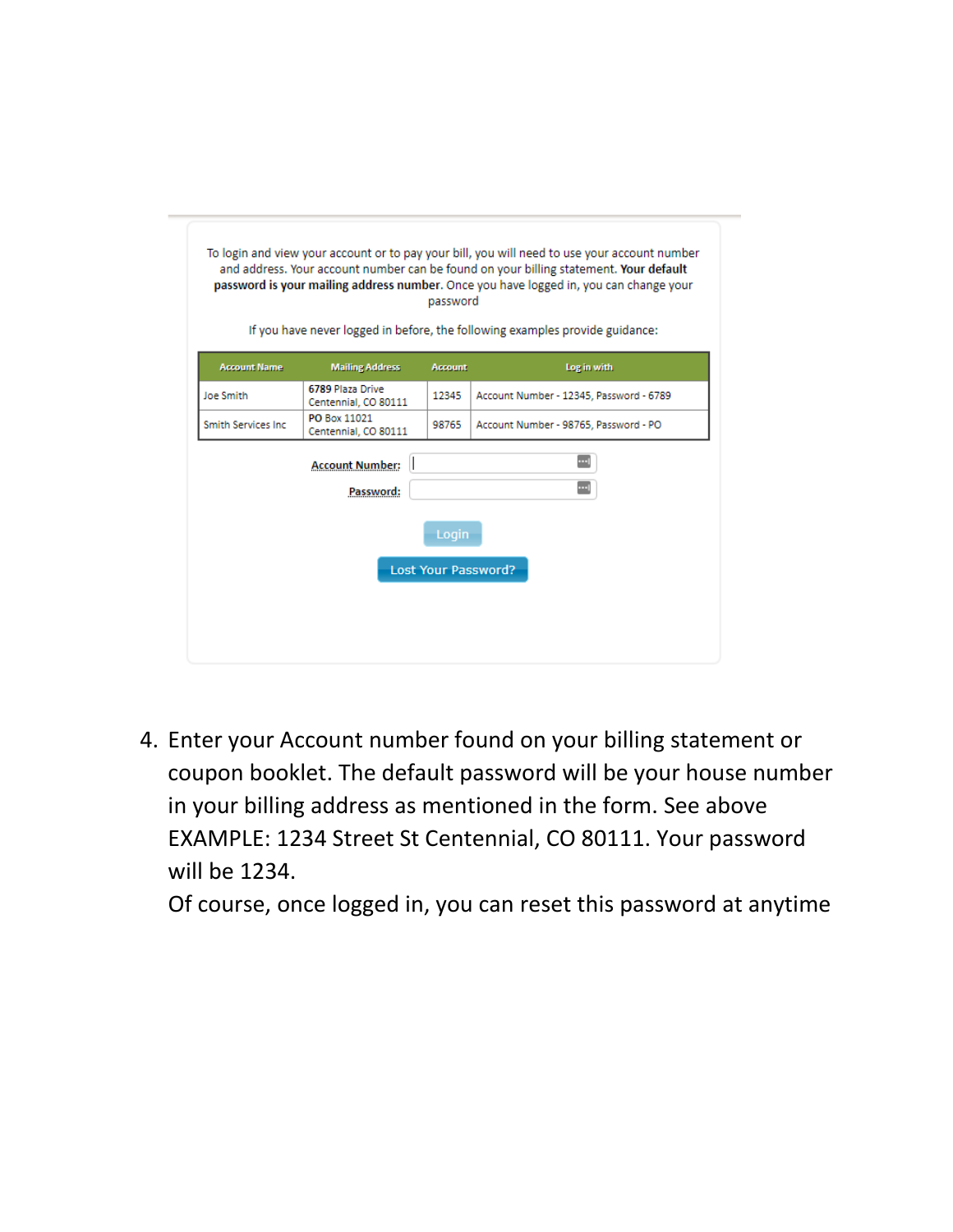To login and view your account or to pay your bill, you will need to use your account number and address. Your account number can be found on your billing statement. **Your default password is your mailing address number**. Once you have logged in, you can change your password

If you have never logged in before, the following examples provide guidance:

| Account Name | Mailing Address | Account | Log in with |
|---|---|---|---|
| Joe Smith | **6789** Plaza Drive Centennial, CO 80111 | 12345 | Account Number - 12345, Password - 6789 |
| Smith Services Inc | **PO** Box 11021 Centennial, CO 80111 | 98765 | Account Number - 98765, Password - PO |

Account Number:

Password:

Login

Lost Your Password?

4. Enter your Account number found on your billing statement or coupon booklet. The default password will be your house number in your billing address as mentioned in the form. See above EXAMPLE: 1234 Street St Centennial, CO 80111. Your password will be 1234.
   Of course, once logged in, you can reset this password at anytime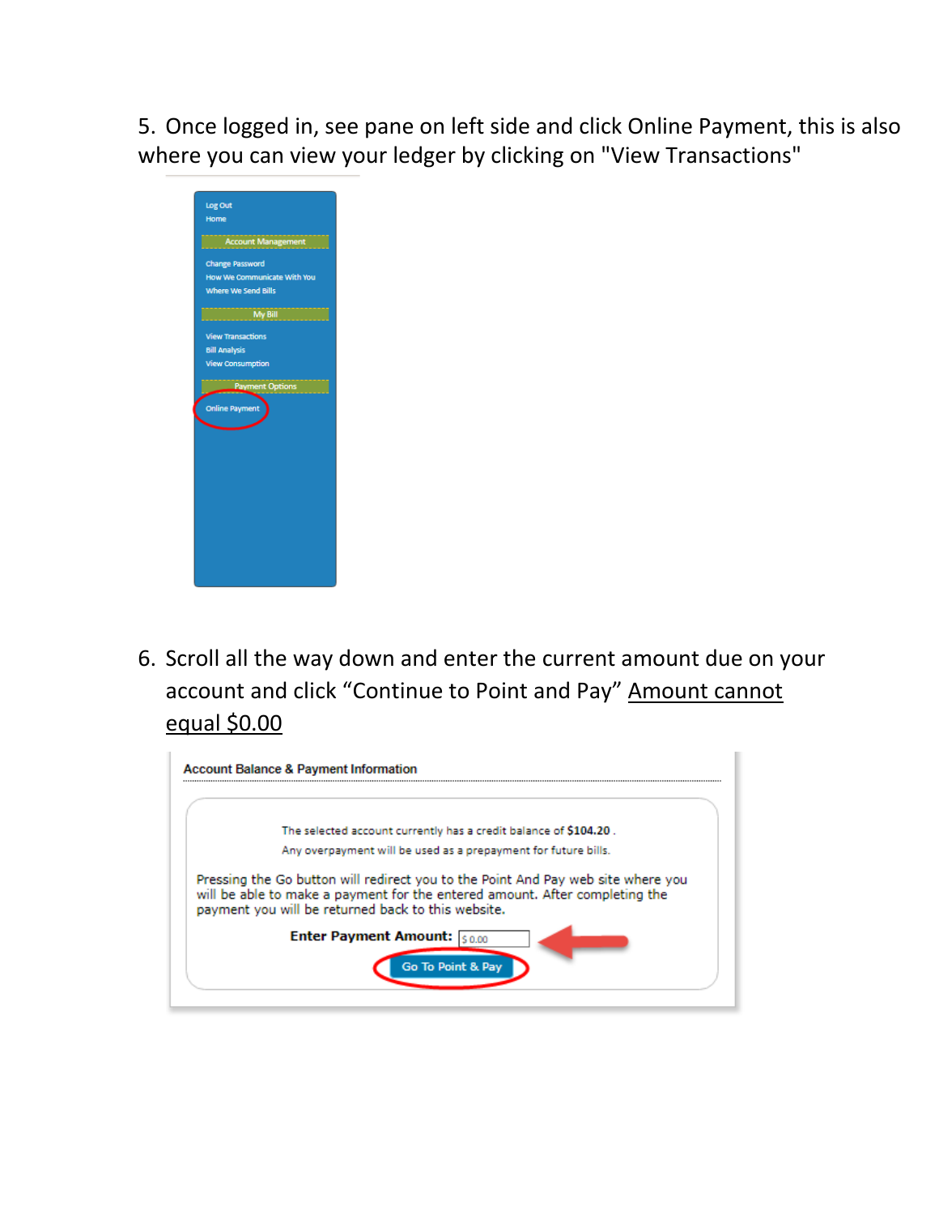5. Once logged in, see pane on left side and click Online Payment, this is also where you can view your ledger by clicking on "View Transactions"

Log Out
Home

Account Management

Change Password
How We Communicate With You
Where We Send Bills

My Bill

View Transactions
Bill Analysis
View Consumption

Payment Options

Online Payment

6. Scroll all the way down and enter the current amount due on your account and click "Continue to Point and Pay" <u>Amount cannot equal $0.00</u>

**Account Balance & Payment Information**

The selected account currently has a credit balance of **$104.20** .
Any overpayment will be used as a prepayment for future bills.

Pressing the Go button will redirect you to the Point And Pay web site where you will be able to make a payment for the entered amount. After completing the payment you will be returned back to this website.

**Enter Payment Amount:** $ 0.00

Go To Point & Pay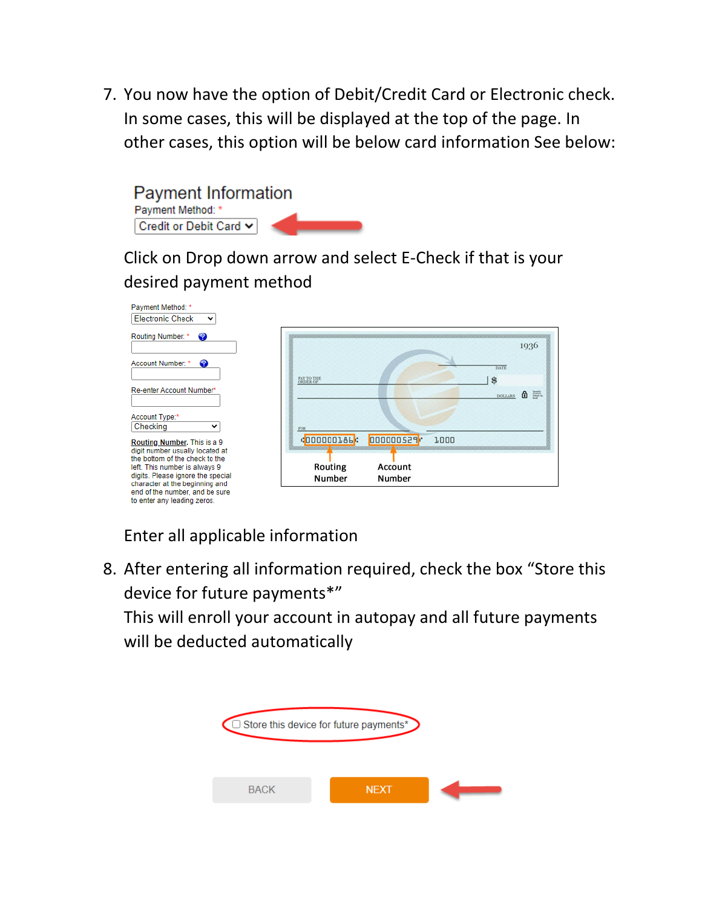7. You now have the option of Debit/Credit Card or Electronic check. In some cases, this will be displayed at the top of the page. In other cases, this option will be below card information See below:

Payment Information

Payment Method: *

Credit or Debit Card

Click on Drop down arrow and select E-Check if that is your desired payment method

Payment Method: *

Electronic Check

Routing Number: *

Account Number: *

Re-enter Account Number*

Account Type:*

Checking

**Routing Number.** This is a 9 digit number usually located at the bottom of the check to the left. This number is always 9 digits. Please ignore the special character at the beginning and end of the number, and be sure to enter any leading zeros.

Routing Number

Account Number

Enter all applicable information

8. After entering all information required, check the box "Store this device for future payments*"

   This will enroll your account in autopay and all future payments will be deducted automatically

Store this device for future payments*

BACK NEXT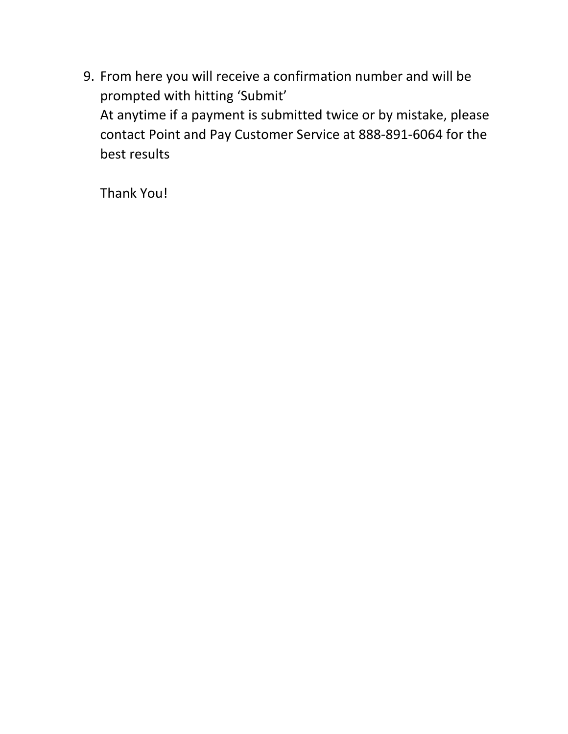9. From here you will receive a confirmation number and will be prompted with hitting 'Submit'

   At anytime if a payment is submitted twice or by mistake, please contact Point and Pay Customer Service at 888-891-6064 for the best results

   Thank You!